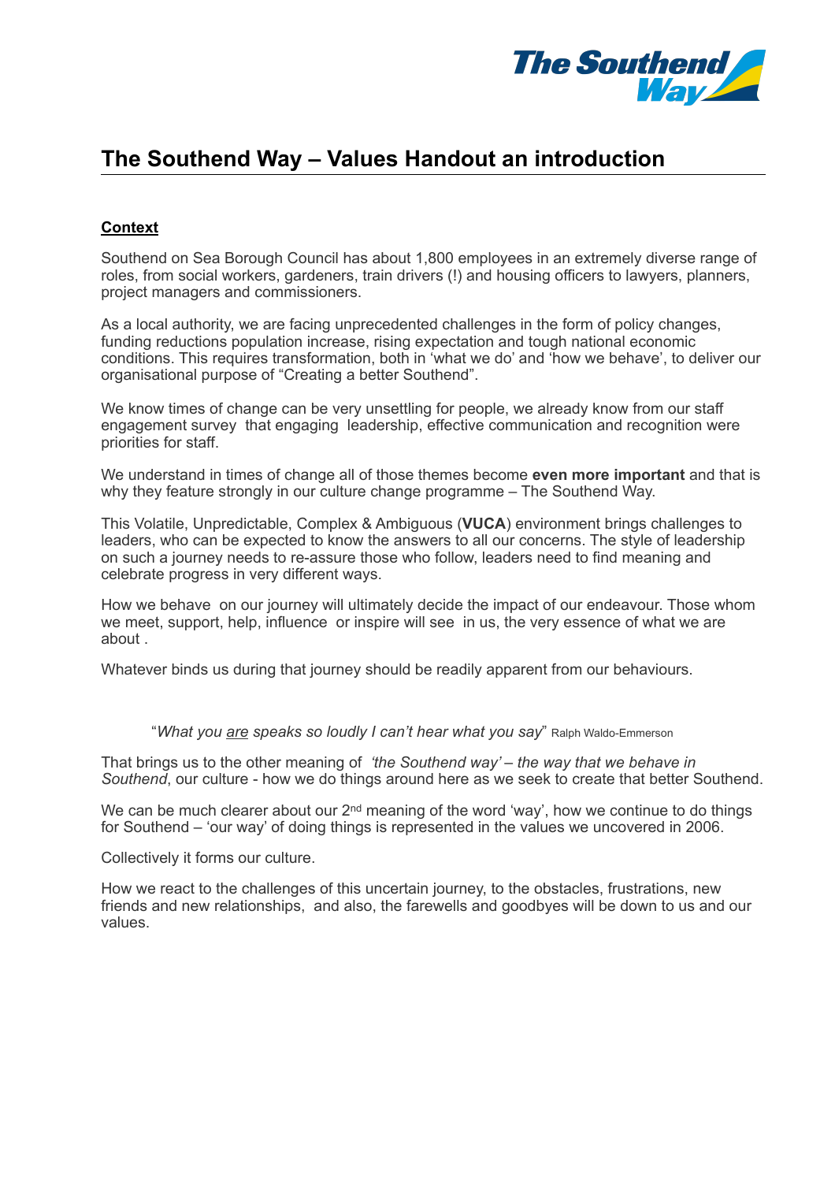# The Southend Way – Values Handout an introduction

**Context**

Southend on Sea Borough Council has about 1,800 employees in an extremely diverse range of roles, from social workers, gardeners, train drivers (!) and housing officers to lawyers, planners, project managers and commissioners.

As a local authority, we are facing unprecedented challenges in the form of policy changes, funding reductions population increase, rising expectation and tough national economic conditions. This requires transformation, both in 'what we do' and 'how we behave', to deliver our organisational purpose of "Creating a better Southend".

We know times of change can be very unsettling for people, we already know from our staff engagement survey that engaging leadership, effective communication and recognition were priorities for staff.

We understand in times of change all of those themes become **even more important** and that is why they feature strongly in our culture change programme – The Southend Way.

This Volatile, Unpredictable, Complex & Ambiguous (**VUCA**) environment brings challenges to leaders, who can be expected to know the answers to all our concerns. The style of leadership on such a journey needs to re-assure those who follow, leaders need to find meaning and celebrate progress in very different ways.

How we behave on our journey will ultimately decide the impact of our endeavour. Those whom we meet, support, help, influence or inspire will see in us, the very essence of what we are about .

Whatever binds us during that journey should be readily apparent from our behaviours.

> "*What you are speaks so loudly I can't hear what you say*" Ralph Waldo-Emmerson

That brings us to the other meaning of *'the Southend way' – the way that we behave in Southend*, our culture - how we do things around here as we seek to create that better Southend.

We can be much clearer about our 2nd meaning of the word 'way', how we continue to do things for Southend – 'our way' of doing things is represented in the values we uncovered in 2006.

Collectively it forms our culture.

How we react to the challenges of this uncertain journey, to the obstacles, frustrations, new friends and new relationships, and also, the farewells and goodbyes will be down to us and our values.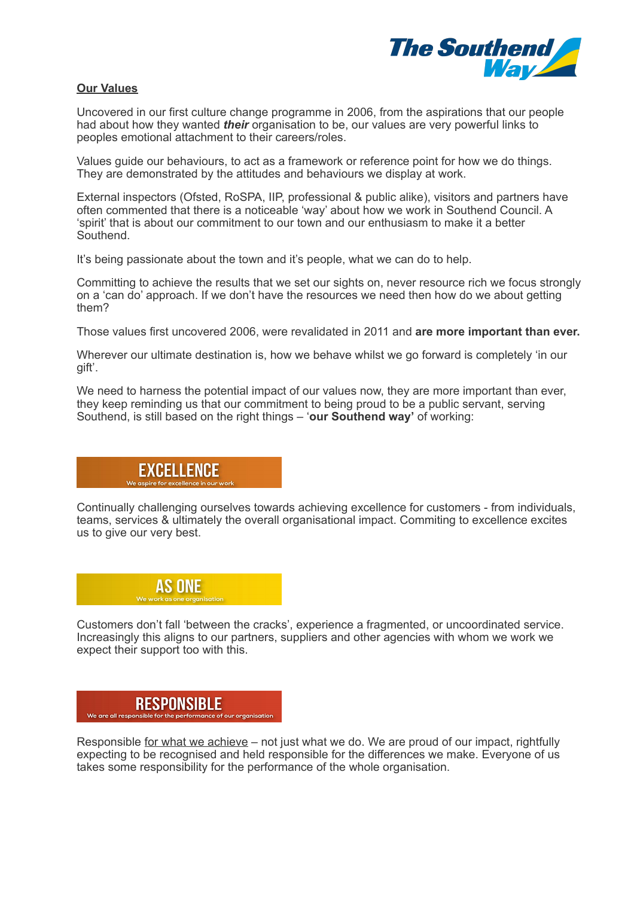**The Southend Way**

## Our Values

Uncovered in our first culture change programme in 2006, from the aspirations that our people had about how they wanted ***their*** organisation to be, our values are very powerful links to peoples emotional attachment to their careers/roles.

Values guide our behaviours, to act as a framework or reference point for how we do things. They are demonstrated by the attitudes and behaviours we display at work.

External inspectors (Ofsted, RoSPA, IIP, professional & public alike), visitors and partners have often commented that there is a noticeable 'way' about how we work in Southend Council. A 'spirit' that is about our commitment to our town and our enthusiasm to make it a better Southend.

It's being passionate about the town and it's people, what we can do to help.

Committing to achieve the results that we set our sights on, never resource rich we focus strongly on a 'can do' approach. If we don't have the resources we need then how do we about getting them?

Those values first uncovered 2006, were revalidated in 2011 and **are more important than ever.**

Wherever our ultimate destination is, how we behave whilst we go forward is completely 'in our gift'.

We need to harness the potential impact of our values now, they are more important than ever, they keep reminding us that our commitment to being proud to be a public servant, serving Southend, is still based on the right things – '**our Southend way'** of working:

### EXCELLENCE
We aspire for excellence in our work

Continually challenging ourselves towards achieving excellence for customers - from individuals, teams, services & ultimately the overall organisational impact. Commiting to excellence excites us to give our very best.

### AS ONE
We work as one organisation

Customers don't fall 'between the cracks', experience a fragmented, or uncoordinated service. Increasingly this aligns to our partners, suppliers and other agencies with whom we work we expect their support too with this.

### RESPONSIBLE
We are all responsible for the performance of our organisation

Responsible for what we achieve – not just what we do. We are proud of our impact, rightfully expecting to be recognised and held responsible for the differences we make. Everyone of us takes some responsibility for the performance of the whole organisation.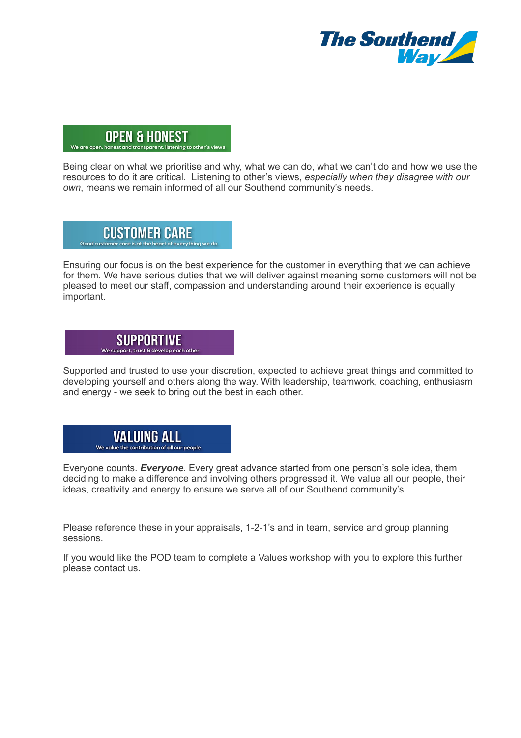The Southend Way

## OPEN & HONEST

We are open, honest and transparent, listening to other's views

Being clear on what we prioritise and why, what we can do, what we can't do and how we use the resources to do it are critical. Listening to other's views, *especially when they disagree with our own*, means we remain informed of all our Southend community's needs.

## CUSTOMER CARE

Good customer care is at the heart of everything we do

Ensuring our focus is on the best experience for the customer in everything that we can achieve for them. We have serious duties that we will deliver against meaning some customers will not be pleased to meet our staff, compassion and understanding around their experience is equally important.

## SUPPORTIVE

We support, trust & develop each other

Supported and trusted to use your discretion, expected to achieve great things and committed to developing yourself and others along the way. With leadership, teamwork, coaching, enthusiasm and energy - we seek to bring out the best in each other.

## VALUING ALL

We value the contribution of all our people

Everyone counts. ***Everyone***. Every great advance started from one person's sole idea, them deciding to make a difference and involving others progressed it. We value all our people, their ideas, creativity and energy to ensure we serve all of our Southend community's.

Please reference these in your appraisals, 1-2-1's and in team, service and group planning sessions.

If you would like the POD team to complete a Values workshop with you to explore this further please contact us.